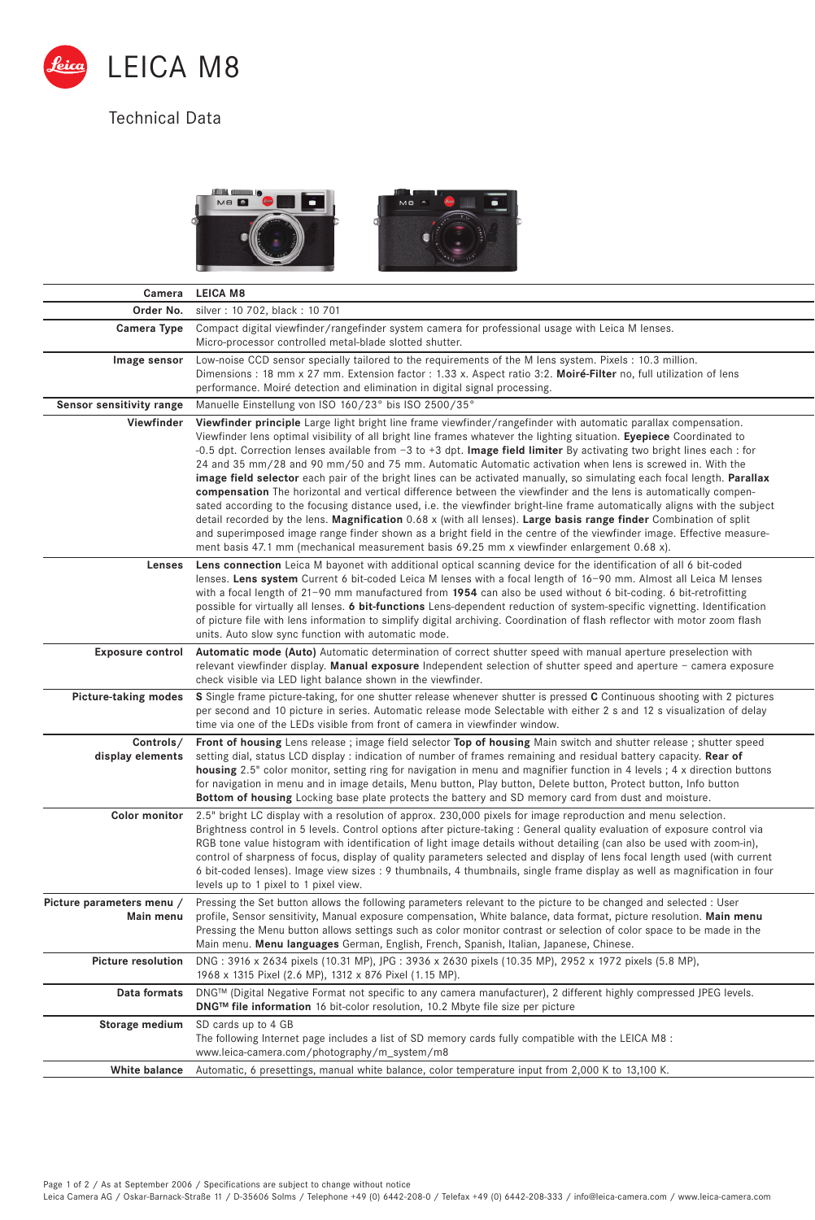# LEICA M8

## Technical Data

| Camera | LEICA M8 |
|---|---|
| Order No. | silver : 10 702, black : 10 701 |
| Camera Type | Compact digital viewfinder/rangefinder system camera for professional usage with Leica M lenses. Micro-processor controlled metal-blade slotted shutter. |
| Image sensor | Low-noise CCD sensor specially tailored to the requirements of the M lens system. Pixels : 10.3 million. Dimensions : 18 mm x 27 mm. Extension factor : 1.33 x. Aspect ratio 3:2. **Moiré-Filter** no, full utilization of lens performance. Moiré detection and elimination in digital signal processing. |
| Sensor sensitivity range | Manuelle Einstellung von ISO 160/23° bis ISO 2500/35° |
| Viewfinder | **Viewfinder principle** Large light bright line frame viewfinder/rangefinder with automatic parallax compensation. Viewfinder lens optimal visibility of all bright line frames whatever the lighting situation. **Eyepiece** Coordinated to -0.5 dpt. Correction lenses available from –3 to +3 dpt. **Image field limiter** By activating two bright lines each : for 24 and 35 mm/28 and 90 mm/50 and 75 mm. Automatic Automatic activation when lens is screwed in. With the **image field selector** each pair of the bright lines can be activated manually, so simulating each focal length. **Parallax compensation** The horizontal and vertical difference between the viewfinder and the lens is automatically compensated according to the focusing distance used, i.e. the viewfinder bright-line frame automatically aligns with the subject detail recorded by the lens. **Magnification** 0.68 x (with all lenses). **Large basis range finder** Combination of split and superimposed image range finder shown as a bright field in the centre of the viewfinder image. Effective measurement basis 47.1 mm (mechanical measurement basis 69.25 mm x viewfinder enlargement 0.68 x). |
| Lenses | **Lens connection** Leica M bayonet with additional optical scanning device for the identification of all 6 bit-coded lenses. **Lens system** Current 6 bit-coded Leica M lenses with a focal length of 16–90 mm. Almost all Leica M lenses with a focal length of 21–90 mm manufactured from **1954** can also be used without 6 bit-coding. 6 bit-retrofitting possible for virtually all lenses. **6 bit-functions** Lens-dependent reduction of system-specific vignetting. Identification of picture file with lens information to simplify digital archiving. Coordination of flash reflector with motor zoom flash units. Auto slow sync function with automatic mode. |
| Exposure control | **Automatic mode (Auto)** Automatic determination of correct shutter speed with manual aperture preselection with relevant viewfinder display. **Manual exposure** Independent selection of shutter speed and aperture – camera exposure check visible via LED light balance shown in the viewfinder. |
| Picture-taking modes | **S** Single frame picture-taking, for one shutter release whenever shutter is pressed **C** Continuous shooting with 2 pictures per second and 10 picture in series. Automatic release mode Selectable with either 2 s and 12 s visualization of delay time via one of the LEDs visible from front of camera in viewfinder window. |
| Controls/ display elements | **Front of housing** Lens release ; image field selector **Top of housing** Main switch and shutter release ; shutter speed setting dial, status LCD display : indication of number of frames remaining and residual battery capacity. **Rear of housing** 2.5" color monitor, setting ring for navigation in menu and magnifier function in 4 levels ; 4 x direction buttons for navigation in menu and in image details, Menu button, Play button, Delete button, Protect button, Info button **Bottom of housing** Locking base plate protects the battery and SD memory card from dust and moisture. |
| Color monitor | 2.5" bright LC display with a resolution of approx. 230,000 pixels for image reproduction and menu selection. Brightness control in 5 levels. Control options after picture-taking : General quality evaluation of exposure control via RGB tone value histogram with identification of light image details without detailing (can also be used with zoom-in), control of sharpness of focus, display of quality parameters selected and display of lens focal length used (with current 6 bit-coded lenses). Image view sizes : 9 thumbnails, 4 thumbnails, single frame display as well as magnification in four levels up to 1 pixel to 1 pixel view. |
| Picture parameters menu / Main menu | Pressing the Set button allows the following parameters relevant to the picture to be changed and selected : User profile, Sensor sensitivity, Manual exposure compensation, White balance, data format, picture resolution. **Main menu** Pressing the Menu button allows settings such as color monitor contrast or selection of color space to be made in the Main menu. **Menu languages** German, English, French, Spanish, Italian, Japanese, Chinese. |
| Picture resolution | DNG : 3916 x 2634 pixels (10.31 MP), JPG : 3936 x 2630 pixels (10.35 MP), 2952 x 1972 pixels (5.8 MP), 1968 x 1315 Pixel (2.6 MP), 1312 x 876 Pixel (1.15 MP). |
| Data formats | DNG™ (Digital Negative Format not specific to any camera manufacturer), 2 different highly compressed JPEG levels. **DNG™ file information** 16 bit-color resolution, 10.2 Mbyte file size per picture |
| Storage medium | SD cards up to 4 GB<br>The following Internet page includes a list of SD memory cards fully compatible with the LEICA M8 : www.leica-camera.com/photography/m_system/m8 |
| White balance | Automatic, 6 presettings, manual white balance, color temperature input from 2,000 K to 13,100 K. |

Page 1 of 2 / As at September 2006 / Specifications are subject to change without notice
Leica Camera AG / Oskar-Barnack-Straße 11 / D-35606 Solms / Telephone +49 (0) 6442-208-0 / Telefax +49 (0) 6442-208-333 / info@leica-camera.com / www.leica-camera.com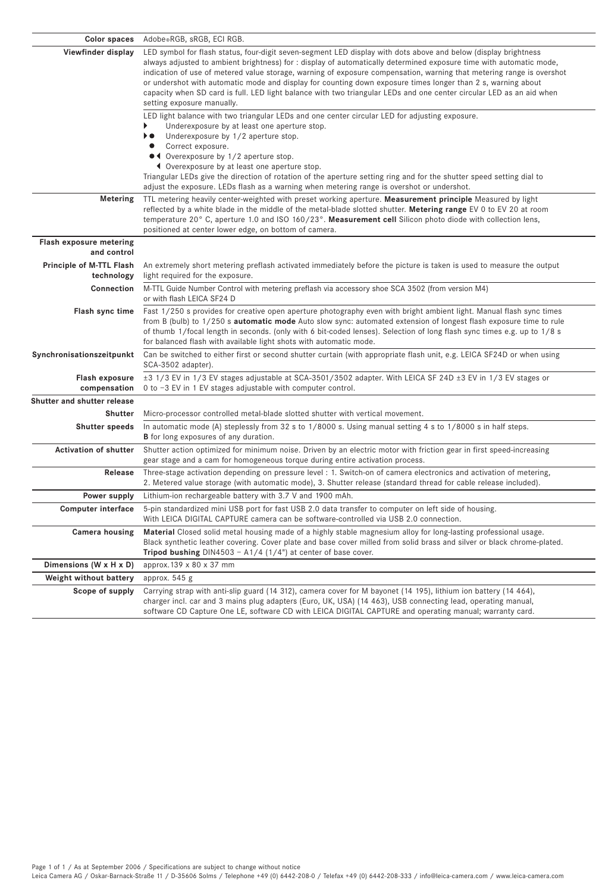| | |
|---|---|
| **Color spaces** | Adobe®RGB, sRGB, ECI RGB. |
| **Viewfinder display** | LED symbol for flash status, four-digit seven-segment LED display with dots above and below (display brightness always adjusted to ambient brightness) for : display of automatically determined exposure time with automatic mode, indication of use of metered value storage, warning of exposure compensation, warning that metering range is overshot or undershot with automatic mode and display for counting down exposure times longer than 2 s, warning about capacity when SD card is full. LED light balance with two triangular LEDs and one center circular LED as an aid when setting exposure manually. |
| | LED light balance with two triangular LEDs and one center circular LED for adjusting exposure.<br>▶ Underexposure by at least one aperture stop.<br>▶● Underexposure by 1/2 aperture stop.<br>● Correct exposure.<br>●◀ Overexposure by 1/2 aperture stop.<br>◀ Overexposure by at least one aperture stop.<br>Triangular LEDs give the direction of rotation of the aperture setting ring and for the shutter speed setting dial to adjust the exposure. LEDs flash as a warning when metering range is overshot or undershot. |
| **Metering** | TTL metering heavily center-weighted with preset working aperture. **Measurement principle** Measured by light reflected by a white blade in the middle of the metal-blade slotted shutter. **Metering range** EV 0 to EV 20 at room temperature 20° C, aperture 1.0 and ISO 160/23°. **Measurement cell** Silicon photo diode with collection lens, positioned at center lower edge, on bottom of camera. |
| **Flash exposure metering and control** | |
| **Principle of M-TTL Flash technology** | An extremely short metering preflash activated immediately before the picture is taken is used to measure the output light required for the exposure. |
| **Connection** | M-TTL Guide Number Control with metering preflash via accessory shoe SCA 3502 (from version M4) or with flash LEICA SF24 D |
| **Flash sync time** | Fast 1/250 s provides for creative open aperture photography even with bright ambient light. Manual flash sync times from B (bulb) to 1/250 s **automatic mode** Auto slow sync: automated extension of longest flash exposure time to rule of thumb 1/focal length in seconds. (only with 6 bit-coded lenses). Selection of long flash sync times e.g. up to 1/8 s for balanced flash with available light shots with automatic mode. |
| **Synchronisationszeitpunkt** | Can be switched to either first or second shutter curtain (with appropriate flash unit, e.g. LEICA SF24D or when using SCA-3502 adapter). |
| **Flash exposure compensation** | ±3 1/3 EV in 1/3 EV stages adjustable at SCA-3501/3502 adapter. With LEICA SF 24D ±3 EV in 1/3 EV stages or 0 to −3 EV in 1 EV stages adjustable with computer control. |
| **Shutter and shutter release** | |
| **Shutter** | Micro-processor controlled metal-blade slotted shutter with vertical movement. |
| **Shutter speeds** | In automatic mode (A) steplessly from 32 s to 1/8000 s. Using manual setting 4 s to 1/8000 s in half steps.<br>**B** for long exposures of any duration. |
| **Activation of shutter** | Shutter action optimized for minimum noise. Driven by an electric motor with friction gear in first speed-increasing gear stage and a cam for homogeneous torque during entire activation process. |
| **Release** | Three-stage activation depending on pressure level : 1. Switch-on of camera electronics and activation of metering, 2. Metered value storage (with automatic mode), 3. Shutter release (standard thread for cable release included). |
| **Power supply** | Lithium-ion rechargeable battery with 3.7 V and 1900 mAh. |
| **Computer interface** | 5-pin standardized mini USB port for fast USB 2.0 data transfer to computer on left side of housing.<br>With LEICA DIGITAL CAPTURE camera can be software-controlled via USB 2.0 connection. |
| **Camera housing** | **Material** Closed solid metal housing made of a highly stable magnesium alloy for long-lasting professional usage. Black synthetic leather covering. Cover plate and base cover milled from solid brass and silver or black chrome-plated. **Tripod bushing** DIN4503 – A1/4 (1/4") at center of base cover. |
| **Dimensions (W x H x D)** | approx.139 x 80 x 37 mm |
| **Weight without battery** | approx. 545 g |
| **Scope of supply** | Carrying strap with anti-slip guard (14 312), camera cover for M bayonet (14 195), lithium ion battery (14 464), charger incl. car and 3 mains plug adapters (Euro, UK, USA) (14 463), USB connecting lead, operating manual, software CD Capture One LE, software CD with LEICA DIGITAL CAPTURE and operating manual; warranty card. |

Page 1 of 1 / As at September 2006 / Specifications are subject to change without notice
Leica Camera AG / Oskar-Barnack-Straße 11 / D-35606 Solms / Telephone +49 (0) 6442-208-0 / Telefax +49 (0) 6442-208-333 / info@leica-camera.com / www.leica-camera.com